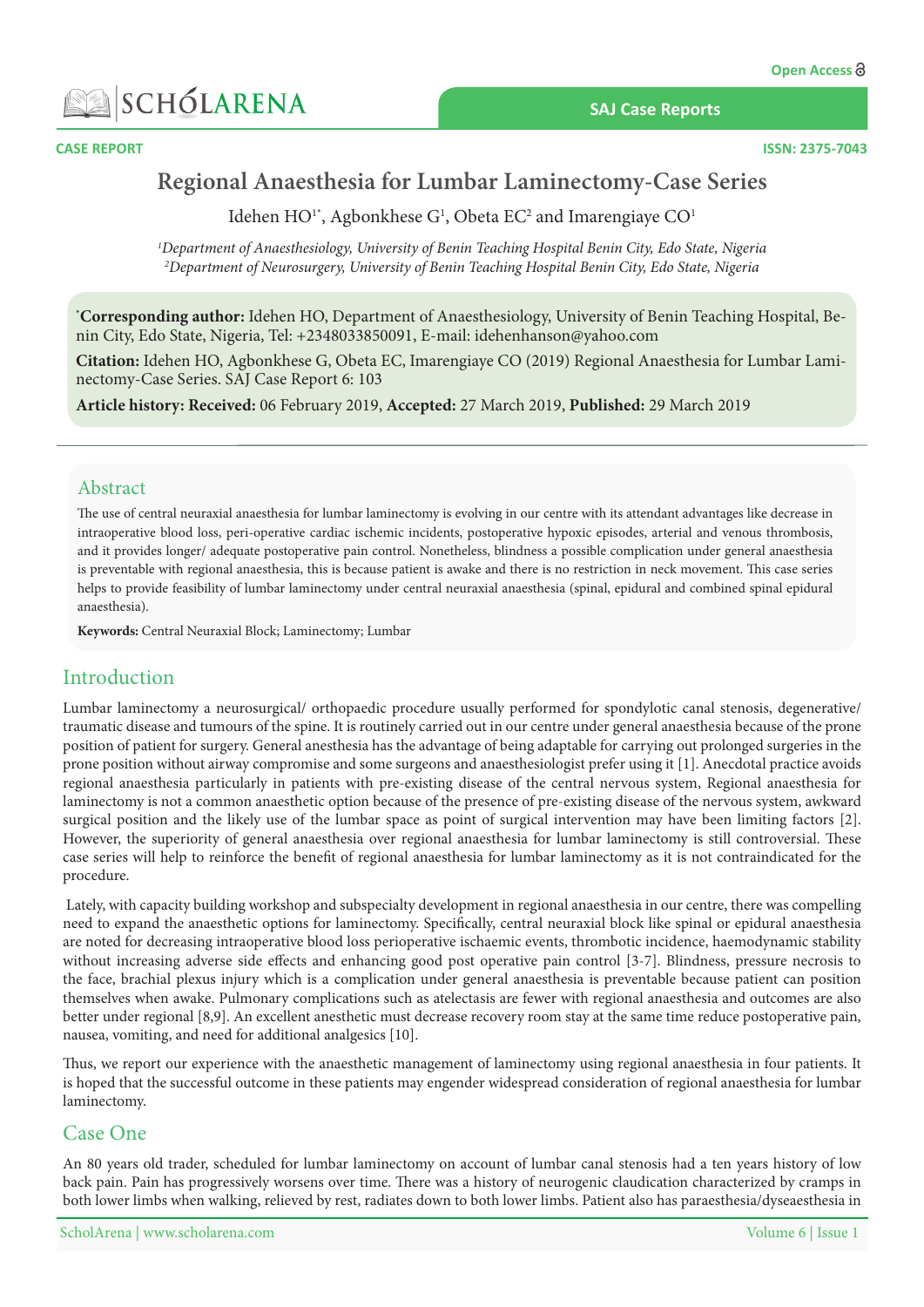CASE REPORT

# Regional Anaesthesia for Lumbar Laminectomy-Case Series

Idehen HO[1*], Agbonkhese G[1], Obeta EC[2] and Imarengiaye CO[1]

[1]*Department of Anaesthesiology, University of Benin Teaching Hospital Benin City, Edo State, Nigeria*
[2]*Department of Neurosurgery, University of Benin Teaching Hospital Benin City, Edo State, Nigeria*

[*]**Corresponding author:** Idehen HO, Department of Anaesthesiology, University of Benin Teaching Hospital, Benin City, Edo State, Nigeria, Tel: +2348033850091, E-mail: idehenhanson@yahoo.com

**Citation:** Idehen HO, Agbonkhese G, Obeta EC, Imarengiaye CO (2019) Regional Anaesthesia for Lumbar Laminectomy-Case Series. SAJ Case Report 6: 103

**Article history: Received:** 06 February 2019, **Accepted:** 27 March 2019, **Published:** 29 March 2019

## Abstract

The use of central neuraxial anaesthesia for lumbar laminectomy is evolving in our centre with its attendant advantages like decrease in intraoperative blood loss, peri-operative cardiac ischemic incidents, postoperative hypoxic episodes, arterial and venous thrombosis, and it provides longer/ adequate postoperative pain control. Nonetheless, blindness a possible complication under general anaesthesia is preventable with regional anaesthesia, this is because patient is awake and there is no restriction in neck movement. This case series helps to provide feasibility of lumbar laminectomy under central neuraxial anaesthesia (spinal, epidural and combined spinal epidural anaesthesia).

**Keywords:** Central Neuraxial Block; Laminectomy; Lumbar

## Introduction

Lumbar laminectomy a neurosurgical/ orthopaedic procedure usually performed for spondylotic canal stenosis, degenerative/ traumatic disease and tumours of the spine. It is routinely carried out in our centre under general anaesthesia because of the prone position of patient for surgery. General anesthesia has the advantage of being adaptable for carrying out prolonged surgeries in the prone position without airway compromise and some surgeons and anaesthesiologist prefer using it [1]. Anecdotal practice avoids regional anaesthesia particularly in patients with pre-existing disease of the central nervous system, Regional anaesthesia for laminectomy is not a common anaesthetic option because of the presence of pre-existing disease of the nervous system, awkward surgical position and the likely use of the lumbar space as point of surgical intervention may have been limiting factors [2]. However, the superiority of general anaesthesia over regional anaesthesia for lumbar laminectomy is still controversial. These case series will help to reinforce the benefit of regional anaesthesia for lumbar laminectomy as it is not contraindicated for the procedure.

Lately, with capacity building workshop and subspecialty development in regional anaesthesia in our centre, there was compelling need to expand the anaesthetic options for laminectomy. Specifically, central neuraxial block like spinal or epidural anaesthesia are noted for decreasing intraoperative blood loss perioperative ischaemic events, thrombotic incidence, haemodynamic stability without increasing adverse side effects and enhancing good post operative pain control [3-7]. Blindness, pressure necrosis to the face, brachial plexus injury which is a complication under general anaesthesia is preventable because patient can position themselves when awake. Pulmonary complications such as atelectasis are fewer with regional anaesthesia and outcomes are also better under regional [8,9]. An excellent anesthetic must decrease recovery room stay at the same time reduce postoperative pain, nausea, vomiting, and need for additional analgesics [10].

Thus, we report our experience with the anaesthetic management of laminectomy using regional anaesthesia in four patients. It is hoped that the successful outcome in these patients may engender widespread consideration of regional anaesthesia for lumbar laminectomy.

## Case One

An 80 years old trader, scheduled for lumbar laminectomy on account of lumbar canal stenosis had a ten years history of low back pain. Pain has progressively worsens over time. There was a history of neurogenic claudication characterized by cramps in both lower limbs when walking, relieved by rest, radiates down to both lower limbs. Patient also has paraesthesia/dyseaesthesia in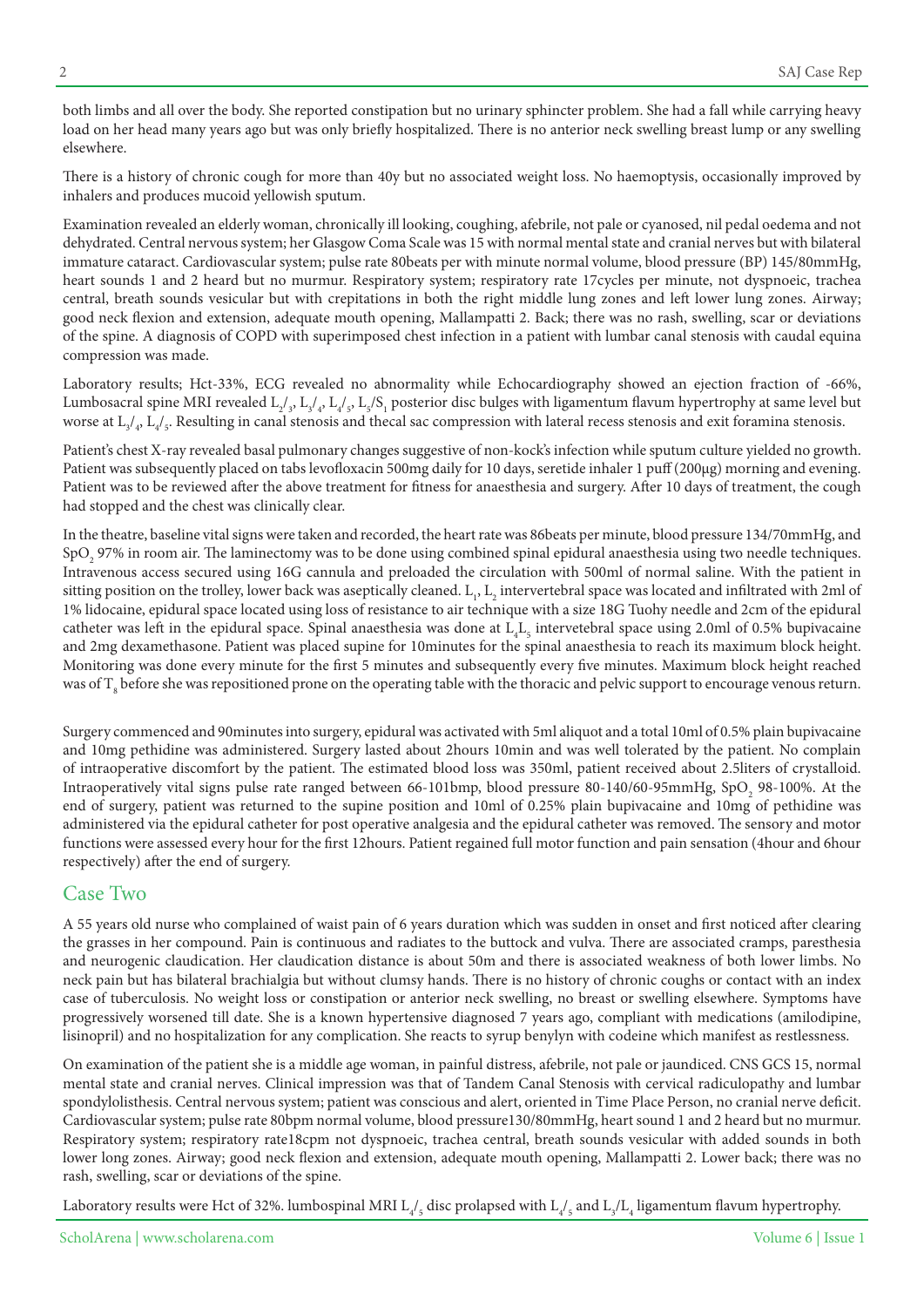both limbs and all over the body. She reported constipation but no urinary sphincter problem. She had a fall while carrying heavy load on her head many years ago but was only briefly hospitalized. There is no anterior neck swelling breast lump or any swelling elsewhere.

There is a history of chronic cough for more than 40y but no associated weight loss. No haemoptysis, occasionally improved by inhalers and produces mucoid yellowish sputum.

Examination revealed an elderly woman, chronically ill looking, coughing, afebrile, not pale or cyanosed, nil pedal oedema and not dehydrated. Central nervous system; her Glasgow Coma Scale was 15 with normal mental state and cranial nerves but with bilateral immature cataract. Cardiovascular system; pulse rate 80beats per with minute normal volume, blood pressure (BP) 145/80mmHg, heart sounds 1 and 2 heard but no murmur. Respiratory system; respiratory rate 17cycles per minute, not dyspnoeic, trachea central, breath sounds vesicular but with crepitations in both the right middle lung zones and left lower lung zones. Airway; good neck flexion and extension, adequate mouth opening, Mallampatti 2. Back; there was no rash, swelling, scar or deviations of the spine. A diagnosis of COPD with superimposed chest infection in a patient with lumbar canal stenosis with caudal equina compression was made.

Laboratory results; Hct-33%, ECG revealed no abnormality while Echocardiography showed an ejection fraction of -66%, Lumbosacral spine MRI revealed $L_2/_3$, $L_3/_4$, $L_4/_5$, $L_5/S_1$ posterior disc bulges with ligamentum flavum hypertrophy at same level but worse at $L_3/_4$, $L_4/_5$. Resulting in canal stenosis and thecal sac compression with lateral recess stenosis and exit foramina stenosis.

Patient's chest X-ray revealed basal pulmonary changes suggestive of non-kock's infection while sputum culture yielded no growth. Patient was subsequently placed on tabs levofloxacin 500mg daily for 10 days, seretide inhaler 1 puff (200µg) morning and evening. Patient was to be reviewed after the above treatment for fitness for anaesthesia and surgery. After 10 days of treatment, the cough had stopped and the chest was clinically clear.

In the theatre, baseline vital signs were taken and recorded, the heart rate was 86beats per minute, blood pressure 134/70mmHg, and $SpO_2$ 97% in room air. The laminectomy was to be done using combined spinal epidural anaesthesia using two needle techniques. Intravenous access secured using 16G cannula and preloaded the circulation with 500ml of normal saline. With the patient in sitting position on the trolley, lower back was aseptically cleaned. $L_1$, $L_2$ intervertebral space was located and infiltrated with 2ml of 1% lidocaine, epidural space located using loss of resistance to air technique with a size 18G Tuohy needle and 2cm of the epidural catheter was left in the epidural space. Spinal anaesthesia was done at $L_4L_5$ intervetebral space using 2.0ml of 0.5% bupivacaine and 2mg dexamethasone. Patient was placed supine for 10minutes for the spinal anaesthesia to reach its maximum block height. Monitoring was done every minute for the first 5 minutes and subsequently every five minutes. Maximum block height reached was of $T_8$ before she was repositioned prone on the operating table with the thoracic and pelvic support to encourage venous return.

Surgery commenced and 90minutes into surgery, epidural was activated with 5ml aliquot and a total 10ml of 0.5% plain bupivacaine and 10mg pethidine was administered. Surgery lasted about 2hours 10min and was well tolerated by the patient. No complain of intraoperative discomfort by the patient. The estimated blood loss was 350ml, patient received about 2.5liters of crystalloid. Intraoperatively vital signs pulse rate ranged between 66-101bmp, blood pressure 80-140/60-95mmHg, $SpO_2$ 98-100%. At the end of surgery, patient was returned to the supine position and 10ml of 0.25% plain bupivacaine and 10mg of pethidine was administered via the epidural catheter for post operative analgesia and the epidural catheter was removed. The sensory and motor functions were assessed every hour for the first 12hours. Patient regained full motor function and pain sensation (4hour and 6hour respectively) after the end of surgery.

## Case Two

A 55 years old nurse who complained of waist pain of 6 years duration which was sudden in onset and first noticed after clearing the grasses in her compound. Pain is continuous and radiates to the buttock and vulva. There are associated cramps, paresthesia and neurogenic claudication. Her claudication distance is about 50m and there is associated weakness of both lower limbs. No neck pain but has bilateral brachialgia but without clumsy hands. There is no history of chronic coughs or contact with an index case of tuberculosis. No weight loss or constipation or anterior neck swelling, no breast or swelling elsewhere. Symptoms have progressively worsened till date. She is a known hypertensive diagnosed 7 years ago, compliant with medications (amilodipine, lisinopril) and no hospitalization for any complication. She reacts to syrup benylyn with codeine which manifest as restlessness.

On examination of the patient she is a middle age woman, in painful distress, afebrile, not pale or jaundiced. CNS GCS 15, normal mental state and cranial nerves. Clinical impression was that of Tandem Canal Stenosis with cervical radiculopathy and lumbar spondylolisthesis. Central nervous system; patient was conscious and alert, oriented in Time Place Person, no cranial nerve deficit. Cardiovascular system; pulse rate 80bpm normal volume, blood pressure130/80mmHg, heart sound 1 and 2 heard but no murmur. Respiratory system; respiratory rate18cpm not dyspnoeic, trachea central, breath sounds vesicular with added sounds in both lower long zones. Airway; good neck flexion and extension, adequate mouth opening, Mallampatti 2. Lower back; there was no rash, swelling, scar or deviations of the spine.

Laboratory results were Hct of 32%. lumbospinal MRI $L_4/_5$ disc prolapsed with $L_4/_5$ and $L_3/L_4$ ligamentum flavum hypertrophy.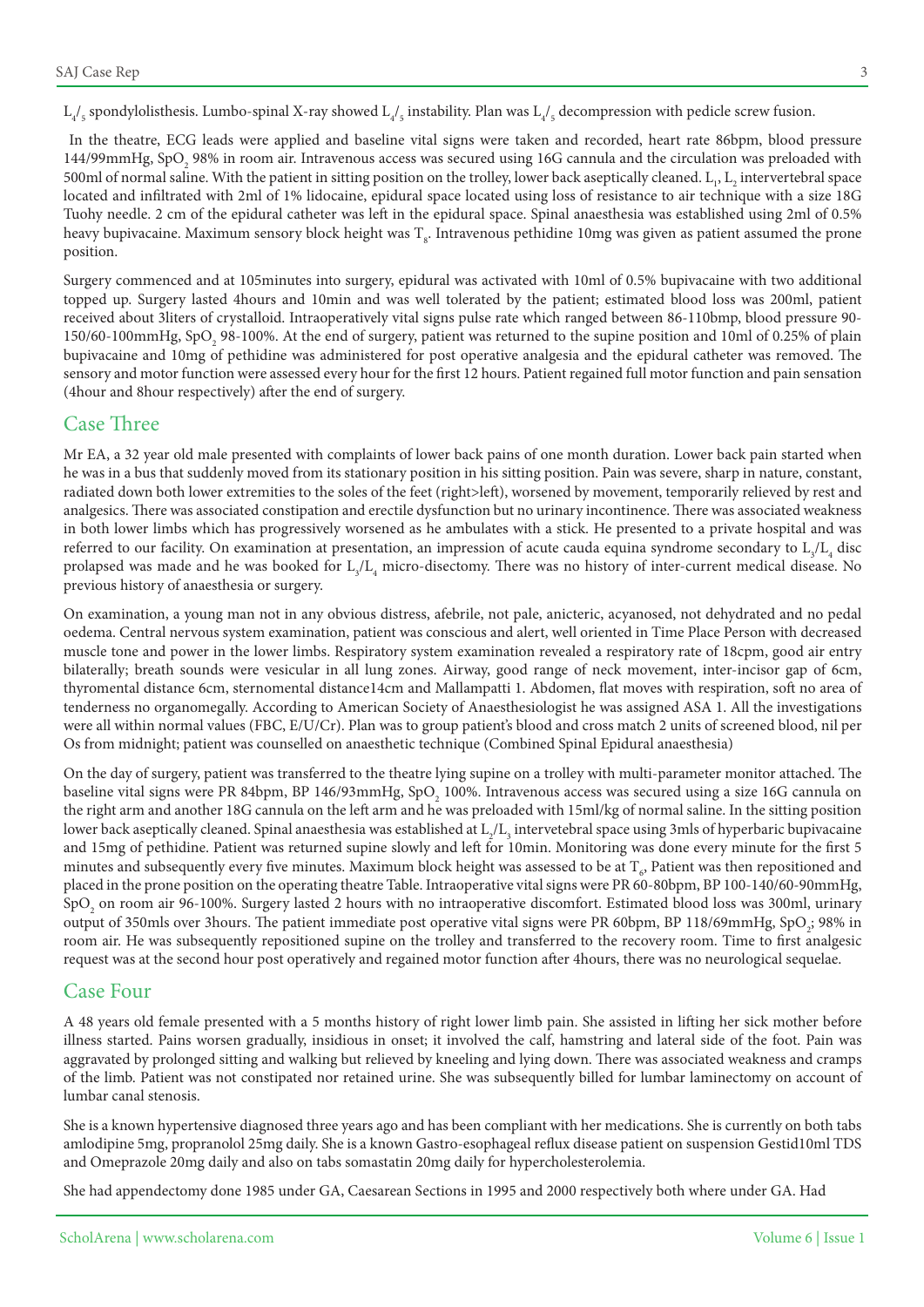$L_4/_5$ spondylolisthesis. Lumbo-spinal X-ray showed $L_4/_5$ instability. Plan was $L_4/_5$ decompression with pedicle screw fusion.

In the theatre, ECG leads were applied and baseline vital signs were taken and recorded, heart rate 86bpm, blood pressure 144/99mmHg, $SpO_2$ 98% in room air. Intravenous access was secured using 16G cannula and the circulation was preloaded with 500ml of normal saline. With the patient in sitting position on the trolley, lower back aseptically cleaned. $L_1$, $L_2$ intervertebral space located and infiltrated with 2ml of 1% lidocaine, epidural space located using loss of resistance to air technique with a size 18G Tuohy needle. 2 cm of the epidural catheter was left in the epidural space. Spinal anaesthesia was established using 2ml of 0.5% heavy bupivacaine. Maximum sensory block height was $T_8$. Intravenous pethidine 10mg was given as patient assumed the prone position.

Surgery commenced and at 105minutes into surgery, epidural was activated with 10ml of 0.5% bupivacaine with two additional topped up. Surgery lasted 4hours and 10min and was well tolerated by the patient; estimated blood loss was 200ml, patient received about 3liters of crystalloid. Intraoperatively vital signs pulse rate which ranged between 86-110bmp, blood pressure 90-150/60-100mmHg, $SpO_2$ 98-100%. At the end of surgery, patient was returned to the supine position and 10ml of 0.25% of plain bupivacaine and 10mg of pethidine was administered for post operative analgesia and the epidural catheter was removed. The sensory and motor function were assessed every hour for the first 12 hours. Patient regained full motor function and pain sensation (4hour and 8hour respectively) after the end of surgery.

## Case Three

Mr EA, a 32 year old male presented with complaints of lower back pains of one month duration. Lower back pain started when he was in a bus that suddenly moved from its stationary position in his sitting position. Pain was severe, sharp in nature, constant, radiated down both lower extremities to the soles of the feet (right>left), worsened by movement, temporarily relieved by rest and analgesics. There was associated constipation and erectile dysfunction but no urinary incontinence. There was associated weakness in both lower limbs which has progressively worsened as he ambulates with a stick. He presented to a private hospital and was referred to our facility. On examination at presentation, an impression of acute cauda equina syndrome secondary to $L_3/L_4$ disc prolapsed was made and he was booked for $L_3/L_4$ micro-disectomy. There was no history of inter-current medical disease. No previous history of anaesthesia or surgery.

On examination, a young man not in any obvious distress, afebrile, not pale, anicteric, acyanosed, not dehydrated and no pedal oedema. Central nervous system examination, patient was conscious and alert, well oriented in Time Place Person with decreased muscle tone and power in the lower limbs. Respiratory system examination revealed a respiratory rate of 18cpm, good air entry bilaterally; breath sounds were vesicular in all lung zones. Airway, good range of neck movement, inter-incisor gap of 6cm, thyromental distance 6cm, sternomental distance14cm and Mallampatti 1. Abdomen, flat moves with respiration, soft no area of tenderness no organomegally. According to American Society of Anaesthesiologist he was assigned ASA 1. All the investigations were all within normal values (FBC, E/U/Cr). Plan was to group patient's blood and cross match 2 units of screened blood, nil per Os from midnight; patient was counselled on anaesthetic technique (Combined Spinal Epidural anaesthesia)

On the day of surgery, patient was transferred to the theatre lying supine on a trolley with multi-parameter monitor attached. The baseline vital signs were PR 84bpm, BP 146/93mmHg, $SpO_2$ 100%. Intravenous access was secured using a size 16G cannula on the right arm and another 18G cannula on the left arm and he was preloaded with 15ml/kg of normal saline. In the sitting position lower back aseptically cleaned. Spinal anaesthesia was established at $L_2/L_3$ intervetebral space using 3mls of hyperbaric bupivacaine and 15mg of pethidine. Patient was returned supine slowly and left for 10min. Monitoring was done every minute for the first 5 minutes and subsequently every five minutes. Maximum block height was assessed to be at $T_6$, Patient was then repositioned and placed in the prone position on the operating theatre Table. Intraoperative vital signs were PR 60-80bpm, BP 100-140/60-90mmHg, $SpO_2$ on room air 96-100%. Surgery lasted 2 hours with no intraoperative discomfort. Estimated blood loss was 300ml, urinary output of 350mls over 3hours. The patient immediate post operative vital signs were PR 60bpm, BP 118/69mmHg, $SpO_2$; 98% in room air. He was subsequently repositioned supine on the trolley and transferred to the recovery room. Time to first analgesic request was at the second hour post operatively and regained motor function after 4hours, there was no neurological sequelae.

## Case Four

A 48 years old female presented with a 5 months history of right lower limb pain. She assisted in lifting her sick mother before illness started. Pains worsen gradually, insidious in onset; it involved the calf, hamstring and lateral side of the foot. Pain was aggravated by prolonged sitting and walking but relieved by kneeling and lying down. There was associated weakness and cramps of the limb. Patient was not constipated nor retained urine. She was subsequently billed for lumbar laminectomy on account of lumbar canal stenosis.

She is a known hypertensive diagnosed three years ago and has been compliant with her medications. She is currently on both tabs amlodipine 5mg, propranolol 25mg daily. She is a known Gastro-esophageal reflux disease patient on suspension Gestid10ml TDS and Omeprazole 20mg daily and also on tabs somastatin 20mg daily for hypercholesterolemia.

She had appendectomy done 1985 under GA, Caesarean Sections in 1995 and 2000 respectively both where under GA. Had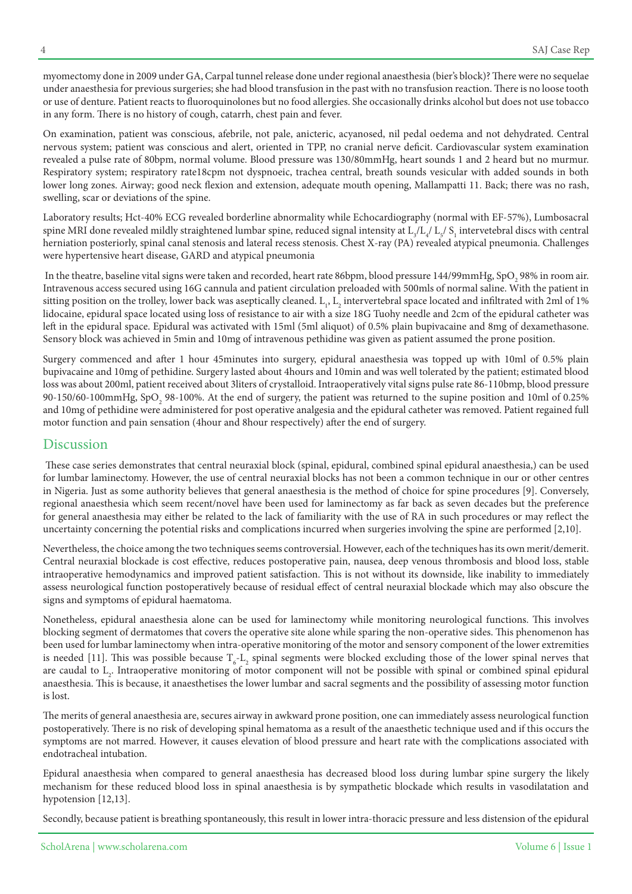myomectomy done in 2009 under GA, Carpal tunnel release done under regional anaesthesia (bier's block)? There were no sequelae under anaesthesia for previous surgeries; she had blood transfusion in the past with no transfusion reaction. There is no loose tooth or use of denture. Patient reacts to fluoroquinolones but no food allergies. She occasionally drinks alcohol but does not use tobacco in any form. There is no history of cough, catarrh, chest pain and fever.

On examination, patient was conscious, afebrile, not pale, anicteric, acyanosed, nil pedal oedema and not dehydrated. Central nervous system; patient was conscious and alert, oriented in TPP, no cranial nerve deficit. Cardiovascular system examination revealed a pulse rate of 80bpm, normal volume. Blood pressure was 130/80mmHg, heart sounds 1 and 2 heard but no murmur. Respiratory system; respiratory rate18cpm not dyspnoeic, trachea central, breath sounds vesicular with added sounds in both lower long zones. Airway; good neck flexion and extension, adequate mouth opening, Mallampatti 11. Back; there was no rash, swelling, scar or deviations of the spine.

Laboratory results; Hct-40% ECG revealed borderline abnormality while Echocardiography (normal with EF-57%), Lumbosacral spine MRI done revealed mildly straightened lumbar spine, reduced signal intensity at $L_3/L_4/L_5/S_1$ intervetebral discs with central herniation posteriorly, spinal canal stenosis and lateral recess stenosis. Chest X-ray (PA) revealed atypical pneumonia. Challenges were hypertensive heart disease, GARD and atypical pneumonia

In the theatre, baseline vital signs were taken and recorded, heart rate 86bpm, blood pressure 144/99mmHg, $SpO_2$ 98% in room air. Intravenous access secured using 16G cannula and patient circulation preloaded with 500mls of normal saline. With the patient in sitting position on the trolley, lower back was aseptically cleaned. $L_1$, $L_2$ intervertebral space located and infiltrated with 2ml of 1% lidocaine, epidural space located using loss of resistance to air with a size 18G Tuohy needle and 2cm of the epidural catheter was left in the epidural space. Epidural was activated with 15ml (5ml aliquot) of 0.5% plain bupivacaine and 8mg of dexamethasone. Sensory block was achieved in 5min and 10mg of intravenous pethidine was given as patient assumed the prone position.

Surgery commenced and after 1 hour 45minutes into surgery, epidural anaesthesia was topped up with 10ml of 0.5% plain bupivacaine and 10mg of pethidine. Surgery lasted about 4hours and 10min and was well tolerated by the patient; estimated blood loss was about 200ml, patient received about 3liters of crystalloid. Intraoperatively vital signs pulse rate 86-110bmp, blood pressure 90-150/60-100mmHg, $SpO_2$ 98-100%. At the end of surgery, the patient was returned to the supine position and 10ml of 0.25% and 10mg of pethidine were administered for post operative analgesia and the epidural catheter was removed. Patient regained full motor function and pain sensation (4hour and 8hour respectively) after the end of surgery.

## Discussion

These case series demonstrates that central neuraxial block (spinal, epidural, combined spinal epidural anaesthesia,) can be used for lumbar laminectomy. However, the use of central neuraxial blocks has not been a common technique in our or other centres in Nigeria. Just as some authority believes that general anaesthesia is the method of choice for spine procedures [9]. Conversely, regional anaesthesia which seem recent/novel have been used for laminectomy as far back as seven decades but the preference for general anaesthesia may either be related to the lack of familiarity with the use of RA in such procedures or may reflect the uncertainty concerning the potential risks and complications incurred when surgeries involving the spine are performed [2,10].

Nevertheless, the choice among the two techniques seems controversial. However, each of the techniques has its own merit/demerit. Central neuraxial blockade is cost effective, reduces postoperative pain, nausea, deep venous thrombosis and blood loss, stable intraoperative hemodynamics and improved patient satisfaction. This is not without its downside, like inability to immediately assess neurological function postoperatively because of residual effect of central neuraxial blockade which may also obscure the signs and symptoms of epidural haematoma.

Nonetheless, epidural anaesthesia alone can be used for laminectomy while monitoring neurological functions. This involves blocking segment of dermatomes that covers the operative site alone while sparing the non-operative sides. This phenomenon has been used for lumbar laminectomy when intra-operative monitoring of the motor and sensory component of the lower extremities is needed [11]. This was possible because $T_6$-$L_2$ spinal segments were blocked excluding those of the lower spinal nerves that are caudal to $L_2$. Intraoperative monitoring of motor component will not be possible with spinal or combined spinal epidural anaesthesia. This is because, it anaesthetises the lower lumbar and sacral segments and the possibility of assessing motor function is lost.

The merits of general anaesthesia are, secures airway in awkward prone position, one can immediately assess neurological function postoperatively. There is no risk of developing spinal hematoma as a result of the anaesthetic technique used and if this occurs the symptoms are not marred. However, it causes elevation of blood pressure and heart rate with the complications associated with endotracheal intubation.

Epidural anaesthesia when compared to general anaesthesia has decreased blood loss during lumbar spine surgery the likely mechanism for these reduced blood loss in spinal anaesthesia is by sympathetic blockade which results in vasodilatation and hypotension [12,13].

Secondly, because patient is breathing spontaneously, this result in lower intra-thoracic pressure and less distension of the epidural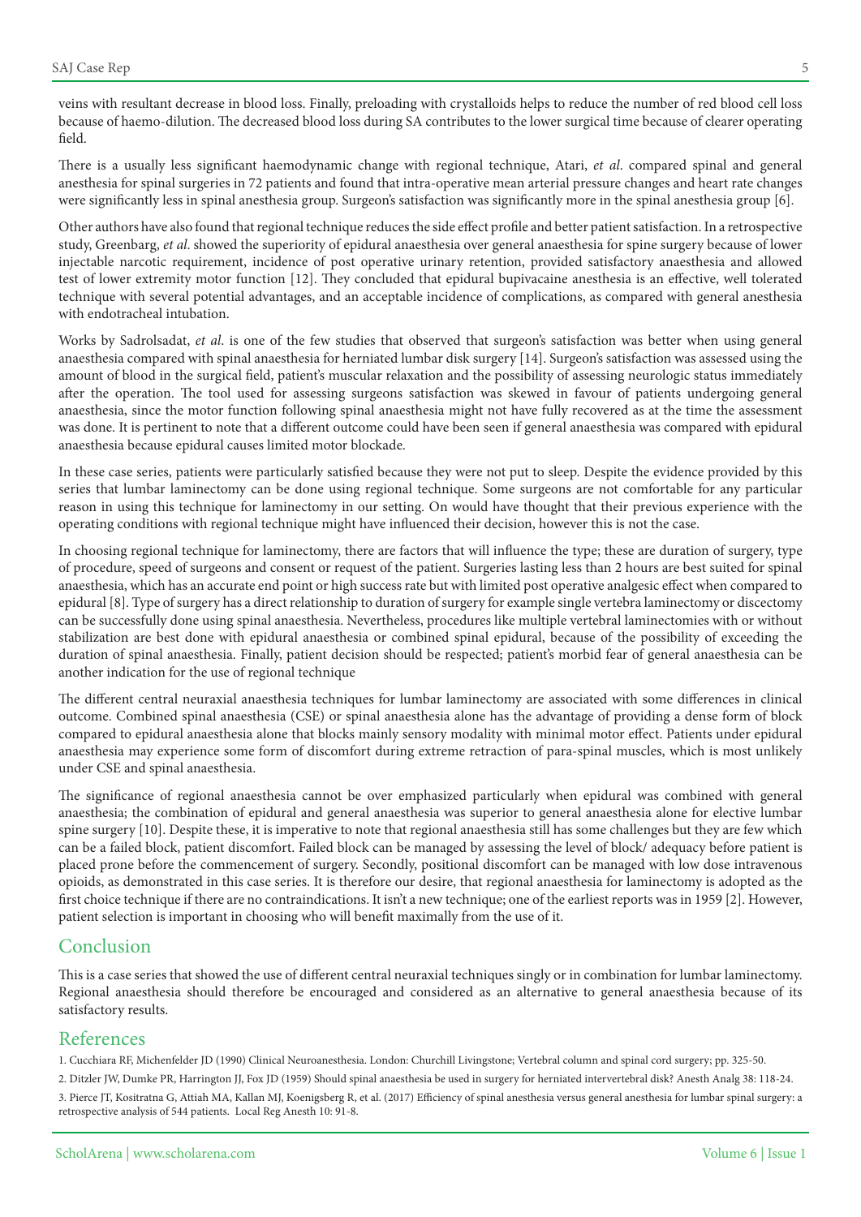veins with resultant decrease in blood loss. Finally, preloading with crystalloids helps to reduce the number of red blood cell loss because of haemo-dilution. The decreased blood loss during SA contributes to the lower surgical time because of clearer operating field.

There is a usually less significant haemodynamic change with regional technique, Atari, *et al*. compared spinal and general anesthesia for spinal surgeries in 72 patients and found that intra-operative mean arterial pressure changes and heart rate changes were significantly less in spinal anesthesia group. Surgeon's satisfaction was significantly more in the spinal anesthesia group [6].

Other authors have also found that regional technique reduces the side effect profile and better patient satisfaction. In a retrospective study, Greenbarg, *et al*. showed the superiority of epidural anaesthesia over general anaesthesia for spine surgery because of lower injectable narcotic requirement, incidence of post operative urinary retention, provided satisfactory anaesthesia and allowed test of lower extremity motor function [12]. They concluded that epidural bupivacaine anesthesia is an effective, well tolerated technique with several potential advantages, and an acceptable incidence of complications, as compared with general anesthesia with endotracheal intubation.

Works by Sadrolsadat, *et al*. is one of the few studies that observed that surgeon's satisfaction was better when using general anaesthesia compared with spinal anaesthesia for herniated lumbar disk surgery [14]. Surgeon's satisfaction was assessed using the amount of blood in the surgical field, patient's muscular relaxation and the possibility of assessing neurologic status immediately after the operation. The tool used for assessing surgeons satisfaction was skewed in favour of patients undergoing general anaesthesia, since the motor function following spinal anaesthesia might not have fully recovered as at the time the assessment was done. It is pertinent to note that a different outcome could have been seen if general anaesthesia was compared with epidural anaesthesia because epidural causes limited motor blockade.

In these case series, patients were particularly satisfied because they were not put to sleep. Despite the evidence provided by this series that lumbar laminectomy can be done using regional technique. Some surgeons are not comfortable for any particular reason in using this technique for laminectomy in our setting. On would have thought that their previous experience with the operating conditions with regional technique might have influenced their decision, however this is not the case.

In choosing regional technique for laminectomy, there are factors that will influence the type; these are duration of surgery, type of procedure, speed of surgeons and consent or request of the patient. Surgeries lasting less than 2 hours are best suited for spinal anaesthesia, which has an accurate end point or high success rate but with limited post operative analgesic effect when compared to epidural [8]. Type of surgery has a direct relationship to duration of surgery for example single vertebra laminectomy or discectomy can be successfully done using spinal anaesthesia. Nevertheless, procedures like multiple vertebral laminectomies with or without stabilization are best done with epidural anaesthesia or combined spinal epidural, because of the possibility of exceeding the duration of spinal anaesthesia. Finally, patient decision should be respected; patient's morbid fear of general anaesthesia can be another indication for the use of regional technique

The different central neuraxial anaesthesia techniques for lumbar laminectomy are associated with some differences in clinical outcome. Combined spinal anaesthesia (CSE) or spinal anaesthesia alone has the advantage of providing a dense form of block compared to epidural anaesthesia alone that blocks mainly sensory modality with minimal motor effect. Patients under epidural anaesthesia may experience some form of discomfort during extreme retraction of para-spinal muscles, which is most unlikely under CSE and spinal anaesthesia.

The significance of regional anaesthesia cannot be over emphasized particularly when epidural was combined with general anaesthesia; the combination of epidural and general anaesthesia was superior to general anaesthesia alone for elective lumbar spine surgery [10]. Despite these, it is imperative to note that regional anaesthesia still has some challenges but they are few which can be a failed block, patient discomfort. Failed block can be managed by assessing the level of block/ adequacy before patient is placed prone before the commencement of surgery. Secondly, positional discomfort can be managed with low dose intravenous opioids, as demonstrated in this case series. It is therefore our desire, that regional anaesthesia for laminectomy is adopted as the first choice technique if there are no contraindications. It isn't a new technique; one of the earliest reports was in 1959 [2]. However, patient selection is important in choosing who will benefit maximally from the use of it.

## Conclusion

This is a case series that showed the use of different central neuraxial techniques singly or in combination for lumbar laminectomy. Regional anaesthesia should therefore be encouraged and considered as an alternative to general anaesthesia because of its satisfactory results.

## References

1. Cucchiara RF, Michenfelder JD (1990) Clinical Neuroanesthesia. London: Churchill Livingstone; Vertebral column and spinal cord surgery; pp. 325-50.
2. Ditzler JW, Dumke PR, Harrington JJ, Fox JD (1959) Should spinal anaesthesia be used in surgery for herniated intervertebral disk? Anesth Analg 38: 118-24.
3. Pierce JT, Kositratna G, Attiah MA, Kallan MJ, Koenigsberg R, et al. (2017) Efficiency of spinal anesthesia versus general anesthesia for lumbar spinal surgery: a retrospective analysis of 544 patients. Local Reg Anesth 10: 91-8.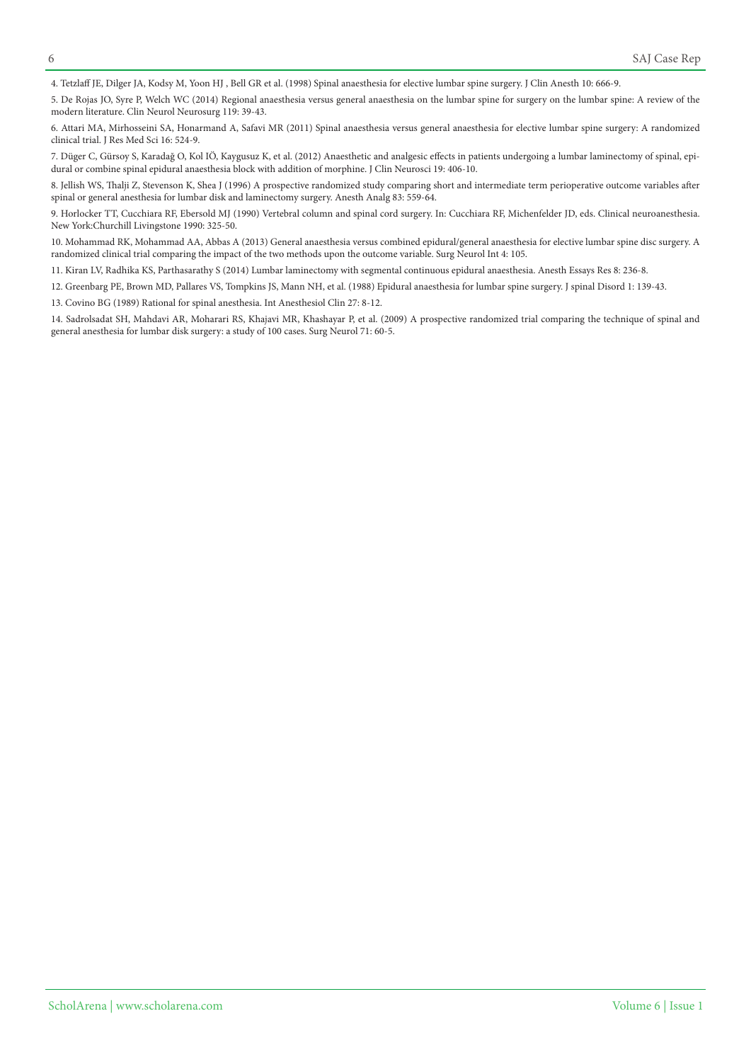4. Tetzlaff JE, Dilger JA, Kodsy M, Yoon HJ , Bell GR et al. (1998) Spinal anaesthesia for elective lumbar spine surgery. J Clin Anesth 10: 666-9.

5. De Rojas JO, Syre P, Welch WC (2014) Regional anaesthesia versus general anaesthesia on the lumbar spine for surgery on the lumbar spine: A review of the modern literature. Clin Neurol Neurosurg 119: 39-43.

6. Attari MA, Mirhosseini SA, Honarmand A, Safavi MR (2011) Spinal anaesthesia versus general anaesthesia for elective lumbar spine surgery: A randomized clinical trial. J Res Med Sci 16: 524-9.

7. Düger C, Gürsoy S, Karadağ O, Kol IÖ, Kaygusuz K, et al. (2012) Anaesthetic and analgesic effects in patients undergoing a lumbar laminectomy of spinal, epidural or combine spinal epidural anaesthesia block with addition of morphine. J Clin Neurosci 19: 406-10.

8. Jellish WS, Thalji Z, Stevenson K, Shea J (1996) A prospective randomized study comparing short and intermediate term perioperative outcome variables after spinal or general anesthesia for lumbar disk and laminectomy surgery. Anesth Analg 83: 559-64.

9. Horlocker TT, Cucchiara RF, Ebersold MJ (1990) Vertebral column and spinal cord surgery. In: Cucchiara RF, Michenfelder JD, eds. Clinical neuroanesthesia. New York:Churchill Livingstone 1990: 325-50.

10. Mohammad RK, Mohammad AA, Abbas A (2013) General anaesthesia versus combined epidural/general anaesthesia for elective lumbar spine disc surgery. A randomized clinical trial comparing the impact of the two methods upon the outcome variable. Surg Neurol Int 4: 105.

11. Kiran LV, Radhika KS, Parthasarathy S (2014) Lumbar laminectomy with segmental continuous epidural anaesthesia. Anesth Essays Res 8: 236-8.

12. Greenbarg PE, Brown MD, Pallares VS, Tompkins JS, Mann NH, et al. (1988) Epidural anaesthesia for lumbar spine surgery. J spinal Disord 1: 139-43.

13. Covino BG (1989) Rational for spinal anesthesia. Int Anesthesiol Clin 27: 8-12.

14. Sadrolsadat SH, Mahdavi AR, Moharari RS, Khajavi MR, Khashayar P, et al. (2009) A prospective randomized trial comparing the technique of spinal and general anesthesia for lumbar disk surgery: a study of 100 cases. Surg Neurol 71: 60-5.